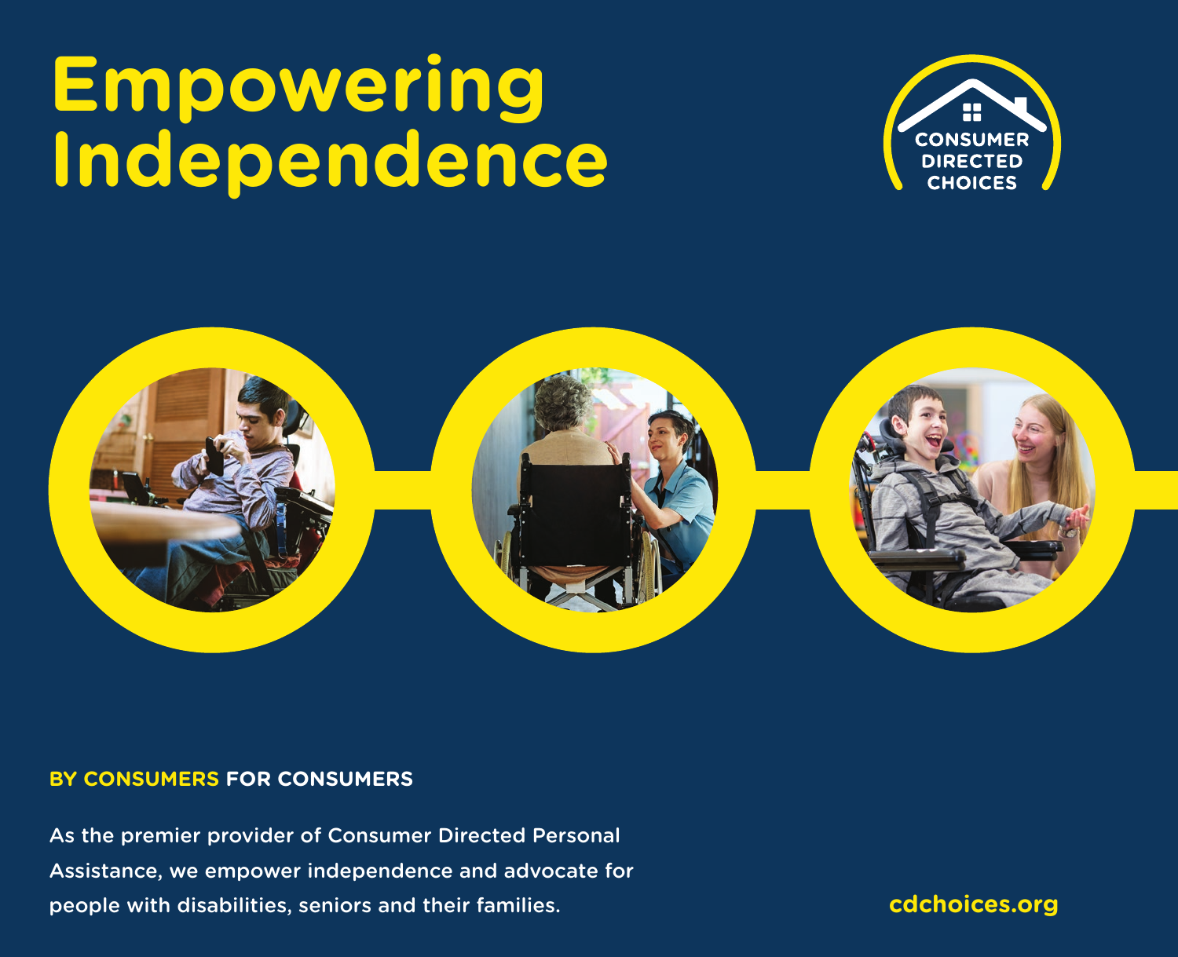# Empowering Independence

CONSUMER DIRECTED CHOICES

**BY CONSUMERS FOR CONSUMERS**

As the premier provider of Consumer Directed Personal Assistance, we empower independence and advocate for people with disabilities, seniors and their families.

**cdchoices.org**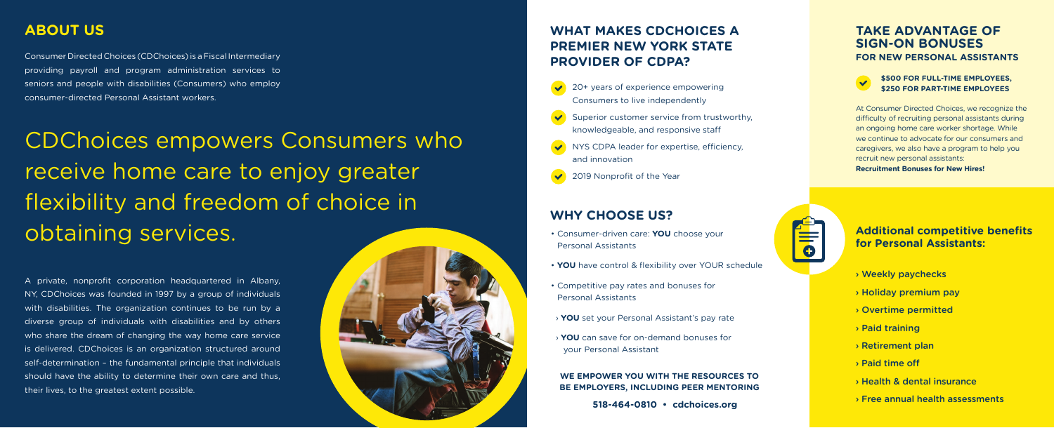## ABOUT US

Consumer Directed Choices (CDChoices) is a Fiscal Intermediary providing payroll and program administration services to seniors and people with disabilities (Consumers) who employ consumer-directed Personal Assistant workers.

# CDChoices empowers Consumers who receive home care to enjoy greater flexibility and freedom of choice in obtaining services.

A private, nonprofit corporation headquartered in Albany, NY, CDChoices was founded in 1997 by a group of individuals with disabilities. The organization continues to be run by a diverse group of individuals with disabilities and by others who share the dream of changing the way home care service is delivered. CDChoices is an organization structured around self-determination – the fundamental principle that individuals should have the ability to determine their own care and thus, their lives, to the greatest extent possible.

## WHAT MAKES CDCHOICES A PREMIER NEW YORK STATE PROVIDER OF CDPA?

- 20+ years of experience empowering Consumers to live independently
- Superior customer service from trustworthy, knowledgeable, and responsive staff
- NYS CDPA leader for expertise, efficiency, and innovation
- 2019 Nonprofit of the Year

## WHY CHOOSE US?

- Consumer-driven care: **YOU** choose your Personal Assistants
- **YOU** have control & flexibility over YOUR schedule
- Competitive pay rates and bonuses for Personal Assistants
  - › **YOU** set your Personal Assistant's pay rate
  - › **YOU** can save for on-demand bonuses for your Personal Assistant

**WE EMPOWER YOU WITH THE RESOURCES TO BE EMPLOYERS, INCLUDING PEER MENTORING**

**518-464-0810 • cdchoices.org**

## TAKE ADVANTAGE OF SIGN-ON BONUSES

### FOR NEW PERSONAL ASSISTANTS

- **$500 FOR FULL-TIME EMPLOYEES, $250 FOR PART-TIME EMPLOYEES**

At Consumer Directed Choices, we recognize the difficulty of recruiting personal assistants during an ongoing home care worker shortage. While we continue to advocate for our consumers and caregivers, we also have a program to help you recruit new personal assistants: **Recruitment Bonuses for New Hires!**

### Additional competitive benefits for Personal Assistants:

- › Weekly paychecks
- › Holiday premium pay
- › Overtime permitted
- › Paid training
- › Retirement plan
- › Paid time off
- › Health & dental insurance
- › Free annual health assessments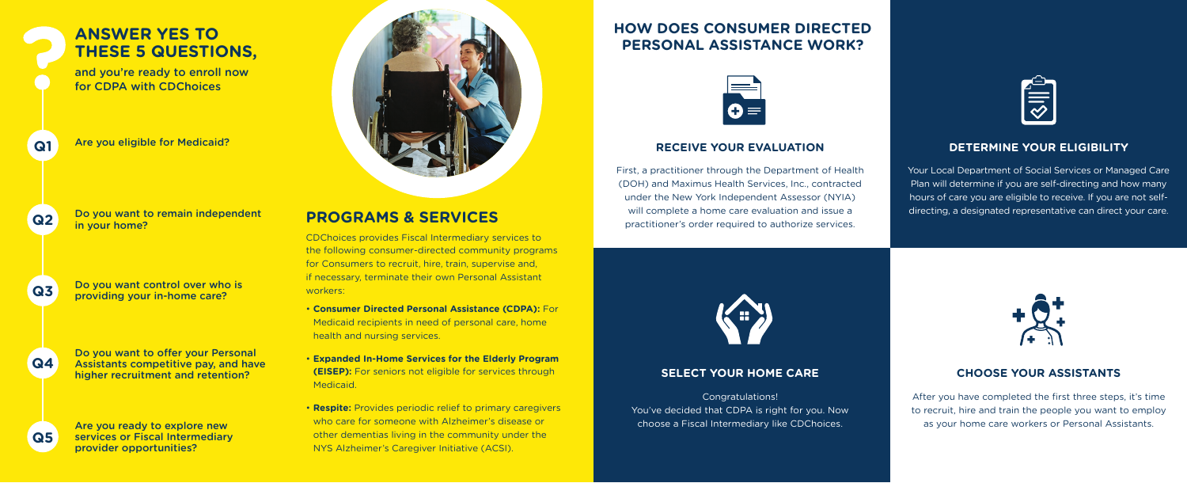## ANSWER YES TO THESE 5 QUESTIONS,

and you're ready to enroll now for CDPA with CDChoices

**Q1** Are you eligible for Medicaid?

**Q2** Do you want to remain independent in your home?

**Q3** Do you want control over who is providing your in-home care?

**Q4** Do you want to offer your Personal Assistants competitive pay, and have higher recruitment and retention?

**Q5** Are you ready to explore new services or Fiscal Intermediary provider opportunities?

## PROGRAMS & SERVICES

CDChoices provides Fiscal Intermediary services to the following consumer-directed community programs for Consumers to recruit, hire, train, supervise and, if necessary, terminate their own Personal Assistant workers:

- **Consumer Directed Personal Assistance (CDPA):** For Medicaid recipients in need of personal care, home health and nursing services.
- **Expanded In-Home Services for the Elderly Program (EISEP):** For seniors not eligible for services through Medicaid.
- **Respite:** Provides periodic relief to primary caregivers who care for someone with Alzheimer's disease or other dementias living in the community under the NYS Alzheimer's Caregiver Initiative (ACSI).

## HOW DOES CONSUMER DIRECTED PERSONAL ASSISTANCE WORK?

### RECEIVE YOUR EVALUATION

First, a practitioner through the Department of Health (DOH) and Maximus Health Services, Inc., contracted under the New York Independent Assessor (NYIA) will complete a home care evaluation and issue a practitioner's order required to authorize services.

### DETERMINE YOUR ELIGIBILITY

Your Local Department of Social Services or Managed Care Plan will determine if you are self-directing and how many hours of care you are eligible to receive. If you are not self-directing, a designated representative can direct your care.

### SELECT YOUR HOME CARE

Congratulations!
You've decided that CDPA is right for you. Now choose a Fiscal Intermediary like CDChoices.

### CHOOSE YOUR ASSISTANTS

After you have completed the first three steps, it's time to recruit, hire and train the people you want to employ as your home care workers or Personal Assistants.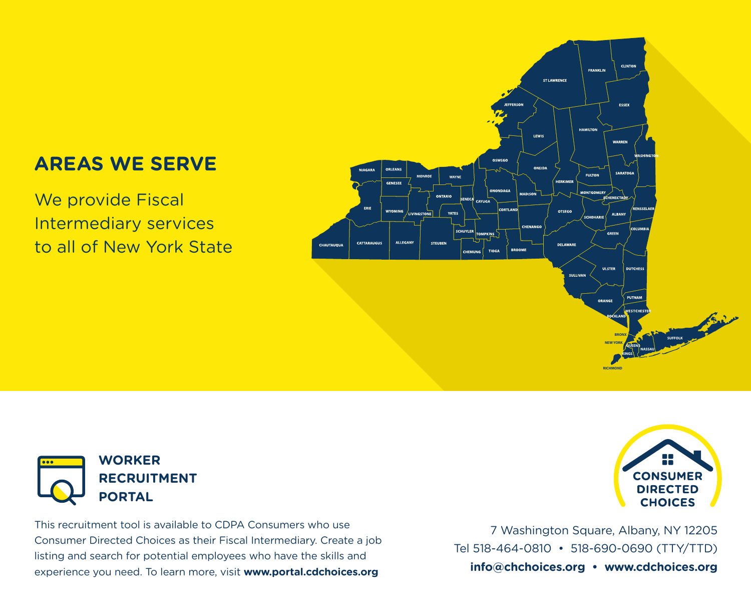## AREAS WE SERVE

We provide Fiscal Intermediary services to all of New York State

NIAGARA
ORLEANS
MONROE
WAYNE
GENESEE
ERIE
WYOMING
LIVINGSTONE
ONTARIO
SENECA
CAYUGA
YATES
CHAUTAUQUA
CATTARAUGUS
ALLEGANY
STEUBEN
SCHUYLER
TOMPKINS
CHEMUNG
TIOGA
BROOME
ONONDAGA
CORTLAND
OSWEGO
JEFFERSON
ST LAWRENCE
FRANKLIN
CLINTON
ESSEX
LEWIS
HAMILTON
WARREN
WASHINGTON
ONEIDA
MADISON
CHENANGO
HERKIMER
FULTON
SARATOGA
MONTGOMERY
SCHENECTADY
OTSEGO
SCHOHARIE
ALBANY
RENSSELAER
GREEN
COLUMBIA
DELAWARE
ULSTER
DUTCHESS
SULLIVAN
ORANGE
PUTNAM
ROCKLAND
WESTCHESTER
BRONX
NEW YORK
QUEENS
KINGS
RICHMOND
NASSAU
SUFFOLK

### WORKER RECRUITMENT PORTAL

This recruitment tool is available to CDPA Consumers who use Consumer Directed Choices as their Fiscal Intermediary. Create a job listing and search for potential employees who have the skills and experience you need. To learn more, visit **www.portal.cdchoices.org**

CONSUMER DIRECTED CHOICES

7 Washington Square, Albany, NY 12205
Tel 518-464-0810 • 518-690-0690 (TTY/TTD)
**info@chchoices.org • www.cdchoices.org**